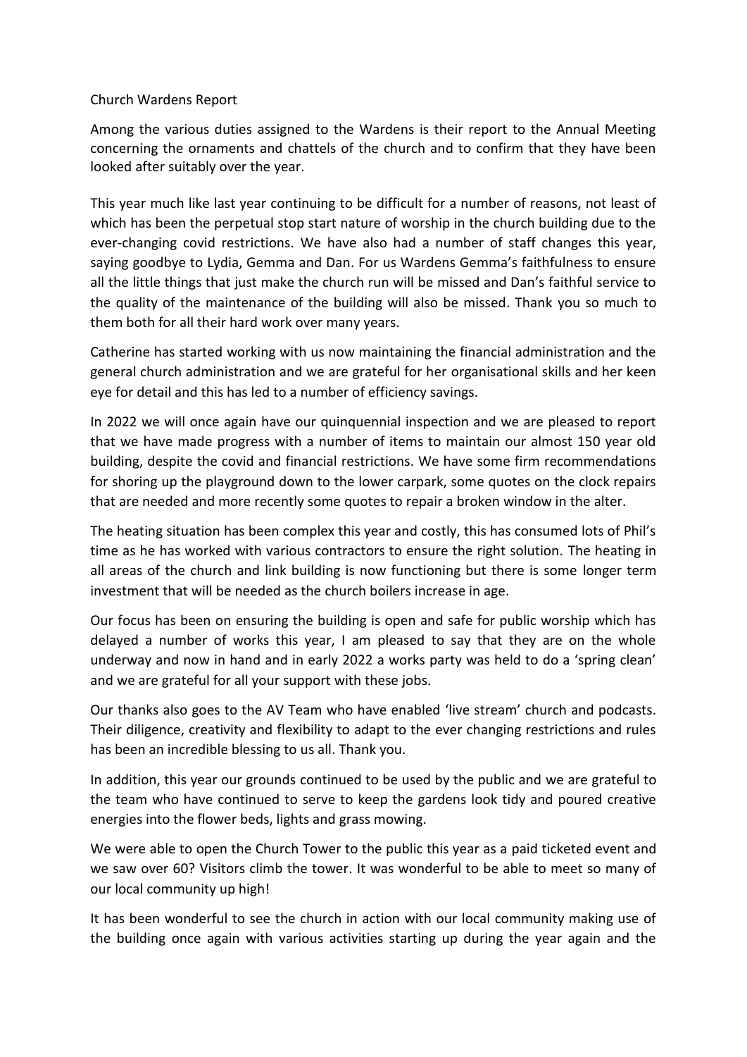Church Wardens Report

Among the various duties assigned to the Wardens is their report to the Annual Meeting concerning the ornaments and chattels of the church and to confirm that they have been looked after suitably over the year.

This year much like last year continuing to be difficult for a number of reasons, not least of which has been the perpetual stop start nature of worship in the church building due to the ever-changing covid restrictions. We have also had a number of staff changes this year, saying goodbye to Lydia, Gemma and Dan. For us Wardens Gemma's faithfulness to ensure all the little things that just make the church run will be missed and Dan's faithful service to the quality of the maintenance of the building will also be missed. Thank you so much to them both for all their hard work over many years.

Catherine has started working with us now maintaining the financial administration and the general church administration and we are grateful for her organisational skills and her keen eye for detail and this has led to a number of efficiency savings.

In 2022 we will once again have our quinquennial inspection and we are pleased to report that we have made progress with a number of items to maintain our almost 150 year old building, despite the covid and financial restrictions. We have some firm recommendations for shoring up the playground down to the lower carpark, some quotes on the clock repairs that are needed and more recently some quotes to repair a broken window in the alter.

The heating situation has been complex this year and costly, this has consumed lots of Phil's time as he has worked with various contractors to ensure the right solution. The heating in all areas of the church and link building is now functioning but there is some longer term investment that will be needed as the church boilers increase in age.

Our focus has been on ensuring the building is open and safe for public worship which has delayed a number of works this year, I am pleased to say that they are on the whole underway and now in hand and in early 2022 a works party was held to do a 'spring clean' and we are grateful for all your support with these jobs.

Our thanks also goes to the AV Team who have enabled 'live stream' church and podcasts. Their diligence, creativity and flexibility to adapt to the ever changing restrictions and rules has been an incredible blessing to us all. Thank you.

In addition, this year our grounds continued to be used by the public and we are grateful to the team who have continued to serve to keep the gardens look tidy and poured creative energies into the flower beds, lights and grass mowing.

We were able to open the Church Tower to the public this year as a paid ticketed event and we saw over 60? Visitors climb the tower. It was wonderful to be able to meet so many of our local community up high!

It has been wonderful to see the church in action with our local community making use of the building once again with various activities starting up during the year again and the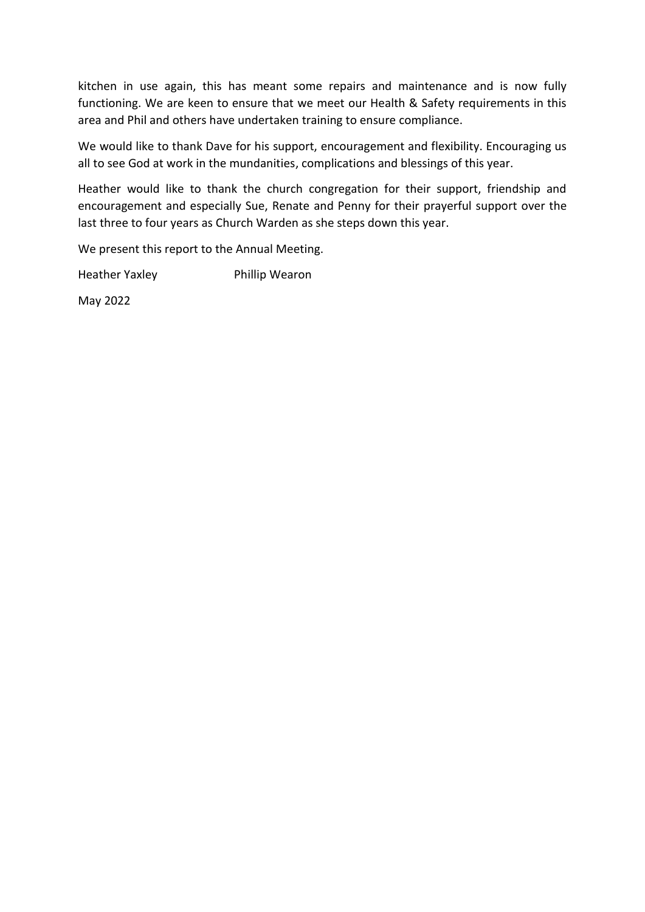kitchen in use again, this has meant some repairs and maintenance and is now fully functioning. We are keen to ensure that we meet our Health & Safety requirements in this area and Phil and others have undertaken training to ensure compliance.

We would like to thank Dave for his support, encouragement and flexibility. Encouraging us all to see God at work in the mundanities, complications and blessings of this year.

Heather would like to thank the church congregation for their support, friendship and encouragement and especially Sue, Renate and Penny for their prayerful support over the last three to four years as Church Warden as she steps down this year.

We present this report to the Annual Meeting.

Heather Yaxley Phillip Wearon

May 2022